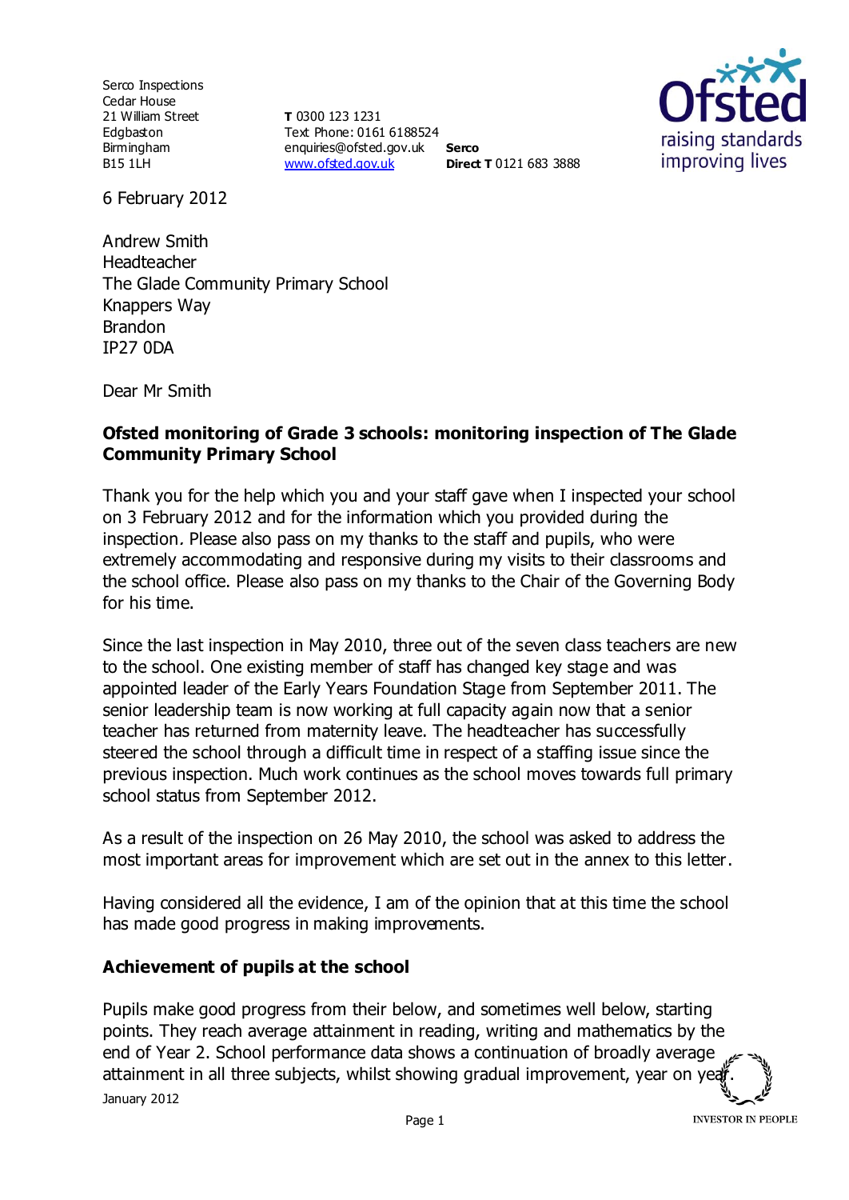Serco Inspections
Cedar House
21 William Street
Edgbaston
Birmingham
B15 1LH

**T** 0300 123 1231
Text Phone: 0161 6188524
enquiries@ofsted.gov.uk
www.ofsted.gov.uk

**Serco**
**Direct T** 0121 683 3888

6 February 2012

Andrew Smith
Headteacher
The Glade Community Primary School
Knappers Way
Brandon
IP27 0DA

Dear Mr Smith

**Ofsted monitoring of Grade 3 schools: monitoring inspection of The Glade Community Primary School**

Thank you for the help which you and your staff gave when I inspected your school on 3 February 2012 and for the information which you provided during the inspection. Please also pass on my thanks to the staff and pupils, who were extremely accommodating and responsive during my visits to their classrooms and the school office. Please also pass on my thanks to the Chair of the Governing Body for his time.

Since the last inspection in May 2010, three out of the seven class teachers are new to the school. One existing member of staff has changed key stage and was appointed leader of the Early Years Foundation Stage from September 2011. The senior leadership team is now working at full capacity again now that a senior teacher has returned from maternity leave. The headteacher has successfully steered the school through a difficult time in respect of a staffing issue since the previous inspection. Much work continues as the school moves towards full primary school status from September 2012.

As a result of the inspection on 26 May 2010, the school was asked to address the most important areas for improvement which are set out in the annex to this letter.

Having considered all the evidence, I am of the opinion that at this time the school has made good progress in making improvements.

**Achievement of pupils at the school**

Pupils make good progress from their below, and sometimes well below, starting points. They reach average attainment in reading, writing and mathematics by the end of Year 2. School performance data shows a continuation of broadly average attainment in all three subjects, whilst showing gradual improvement, year on year.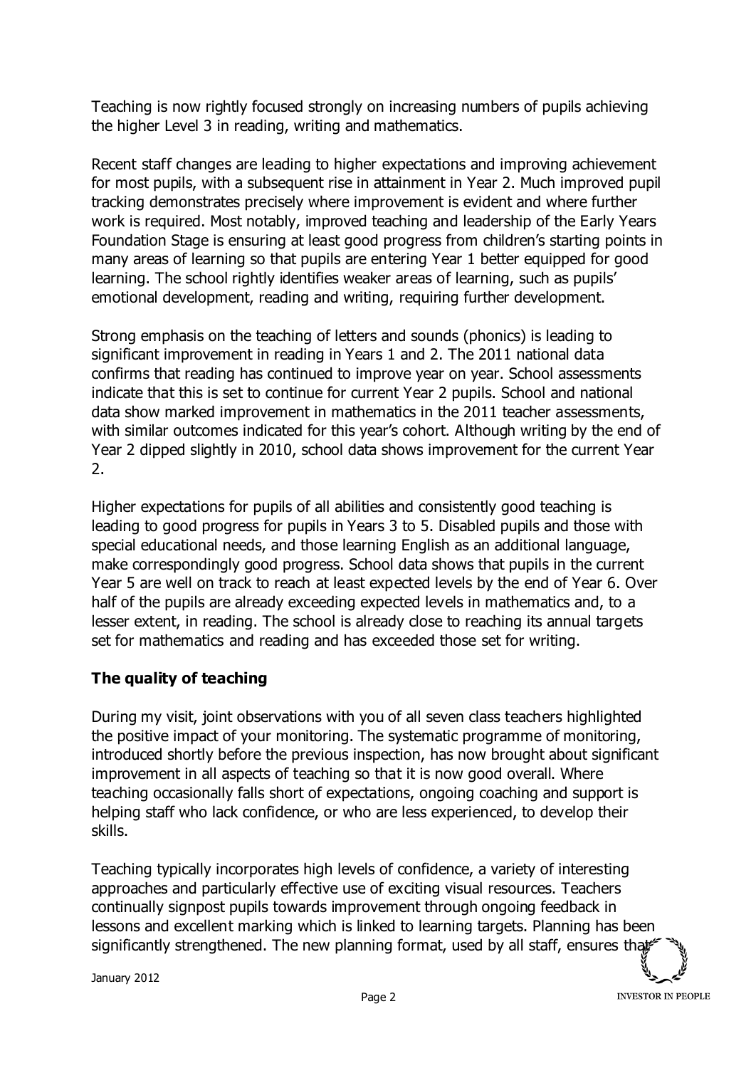Teaching is now rightly focused strongly on increasing numbers of pupils achieving the higher Level 3 in reading, writing and mathematics.

Recent staff changes are leading to higher expectations and improving achievement for most pupils, with a subsequent rise in attainment in Year 2. Much improved pupil tracking demonstrates precisely where improvement is evident and where further work is required. Most notably, improved teaching and leadership of the Early Years Foundation Stage is ensuring at least good progress from children's starting points in many areas of learning so that pupils are entering Year 1 better equipped for good learning. The school rightly identifies weaker areas of learning, such as pupils' emotional development, reading and writing, requiring further development.

Strong emphasis on the teaching of letters and sounds (phonics) is leading to significant improvement in reading in Years 1 and 2. The 2011 national data confirms that reading has continued to improve year on year. School assessments indicate that this is set to continue for current Year 2 pupils. School and national data show marked improvement in mathematics in the 2011 teacher assessments, with similar outcomes indicated for this year's cohort. Although writing by the end of Year 2 dipped slightly in 2010, school data shows improvement for the current Year 2.

Higher expectations for pupils of all abilities and consistently good teaching is leading to good progress for pupils in Years 3 to 5. Disabled pupils and those with special educational needs, and those learning English as an additional language, make correspondingly good progress. School data shows that pupils in the current Year 5 are well on track to reach at least expected levels by the end of Year 6. Over half of the pupils are already exceeding expected levels in mathematics and, to a lesser extent, in reading. The school is already close to reaching its annual targets set for mathematics and reading and has exceeded those set for writing.

**The quality of teaching**

During my visit, joint observations with you of all seven class teachers highlighted the positive impact of your monitoring. The systematic programme of monitoring, introduced shortly before the previous inspection, has now brought about significant improvement in all aspects of teaching so that it is now good overall. Where teaching occasionally falls short of expectations, ongoing coaching and support is helping staff who lack confidence, or who are less experienced, to develop their skills.

Teaching typically incorporates high levels of confidence, a variety of interesting approaches and particularly effective use of exciting visual resources. Teachers continually signpost pupils towards improvement through ongoing feedback in lessons and excellent marking which is linked to learning targets. Planning has been significantly strengthened. The new planning format, used by all staff, ensures that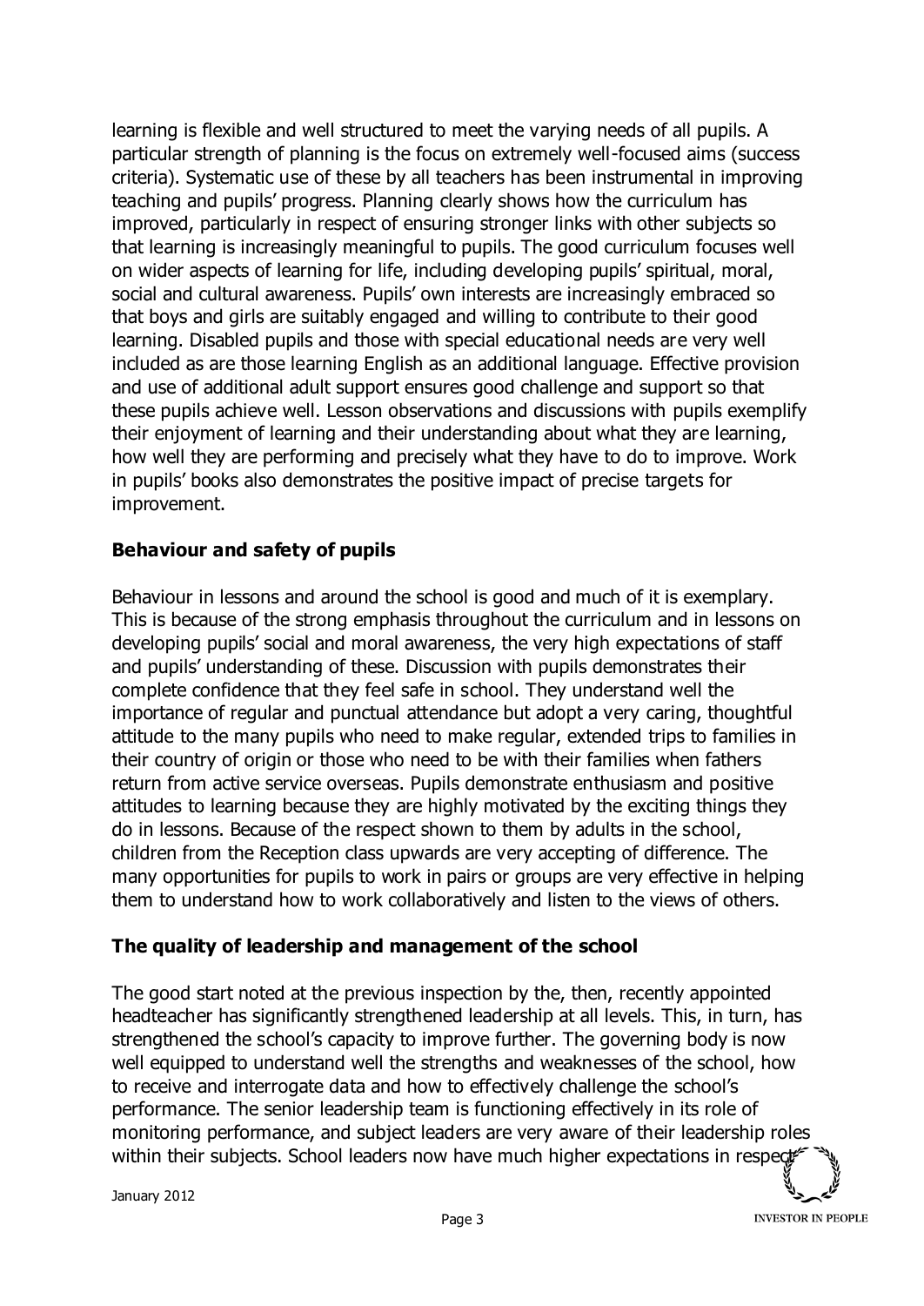learning is flexible and well structured to meet the varying needs of all pupils. A particular strength of planning is the focus on extremely well-focused aims (success criteria). Systematic use of these by all teachers has been instrumental in improving teaching and pupils' progress. Planning clearly shows how the curriculum has improved, particularly in respect of ensuring stronger links with other subjects so that learning is increasingly meaningful to pupils. The good curriculum focuses well on wider aspects of learning for life, including developing pupils' spiritual, moral, social and cultural awareness. Pupils' own interests are increasingly embraced so that boys and girls are suitably engaged and willing to contribute to their good learning. Disabled pupils and those with special educational needs are very well included as are those learning English as an additional language. Effective provision and use of additional adult support ensures good challenge and support so that these pupils achieve well. Lesson observations and discussions with pupils exemplify their enjoyment of learning and their understanding about what they are learning, how well they are performing and precisely what they have to do to improve. Work in pupils' books also demonstrates the positive impact of precise targets for improvement.

## Behaviour and safety of pupils

Behaviour in lessons and around the school is good and much of it is exemplary. This is because of the strong emphasis throughout the curriculum and in lessons on developing pupils' social and moral awareness, the very high expectations of staff and pupils' understanding of these. Discussion with pupils demonstrates their complete confidence that they feel safe in school. They understand well the importance of regular and punctual attendance but adopt a very caring, thoughtful attitude to the many pupils who need to make regular, extended trips to families in their country of origin or those who need to be with their families when fathers return from active service overseas. Pupils demonstrate enthusiasm and positive attitudes to learning because they are highly motivated by the exciting things they do in lessons. Because of the respect shown to them by adults in the school, children from the Reception class upwards are very accepting of difference. The many opportunities for pupils to work in pairs or groups are very effective in helping them to understand how to work collaboratively and listen to the views of others.

## The quality of leadership and management of the school

The good start noted at the previous inspection by the, then, recently appointed headteacher has significantly strengthened leadership at all levels. This, in turn, has strengthened the school's capacity to improve further. The governing body is now well equipped to understand well the strengths and weaknesses of the school, how to receive and interrogate data and how to effectively challenge the school's performance. The senior leadership team is functioning effectively in its role of monitoring performance, and subject leaders are very aware of their leadership roles within their subjects. School leaders now have much higher expectations in respect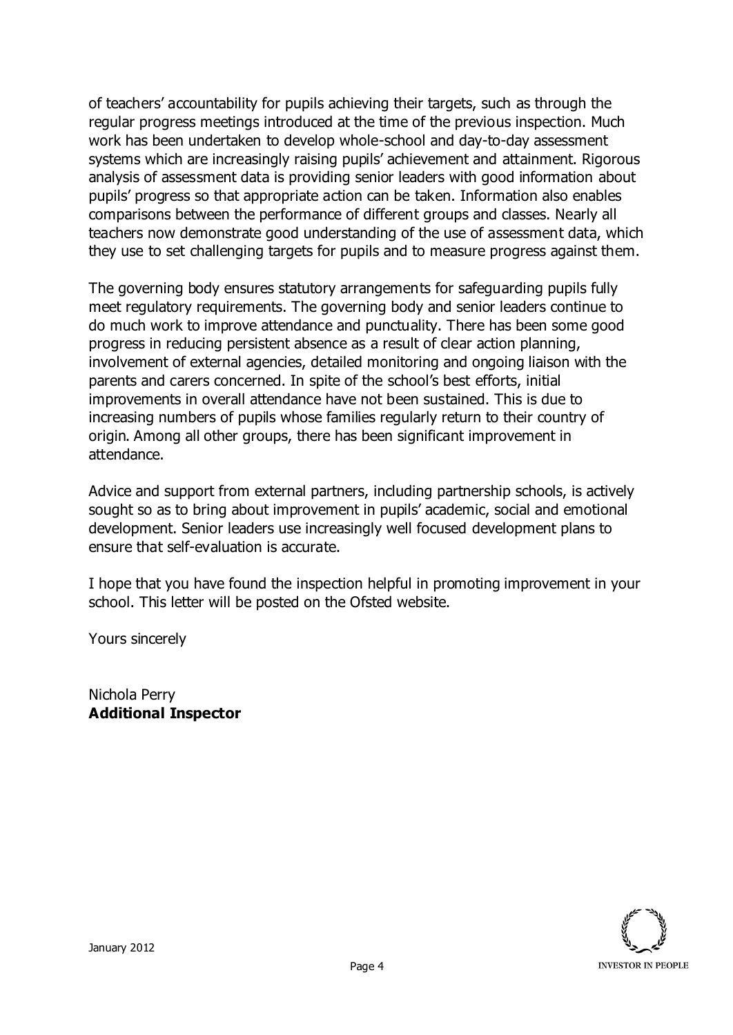of teachers' accountability for pupils achieving their targets, such as through the regular progress meetings introduced at the time of the previous inspection. Much work has been undertaken to develop whole-school and day-to-day assessment systems which are increasingly raising pupils' achievement and attainment. Rigorous analysis of assessment data is providing senior leaders with good information about pupils' progress so that appropriate action can be taken. Information also enables comparisons between the performance of different groups and classes. Nearly all teachers now demonstrate good understanding of the use of assessment data, which they use to set challenging targets for pupils and to measure progress against them.

The governing body ensures statutory arrangements for safeguarding pupils fully meet regulatory requirements. The governing body and senior leaders continue to do much work to improve attendance and punctuality. There has been some good progress in reducing persistent absence as a result of clear action planning, involvement of external agencies, detailed monitoring and ongoing liaison with the parents and carers concerned. In spite of the school's best efforts, initial improvements in overall attendance have not been sustained. This is due to increasing numbers of pupils whose families regularly return to their country of origin. Among all other groups, there has been significant improvement in attendance.

Advice and support from external partners, including partnership schools, is actively sought so as to bring about improvement in pupils' academic, social and emotional development. Senior leaders use increasingly well focused development plans to ensure that self-evaluation is accurate.

I hope that you have found the inspection helpful in promoting improvement in your school. This letter will be posted on the Ofsted website.

Yours sincerely

Nichola Perry
**Additional Inspector**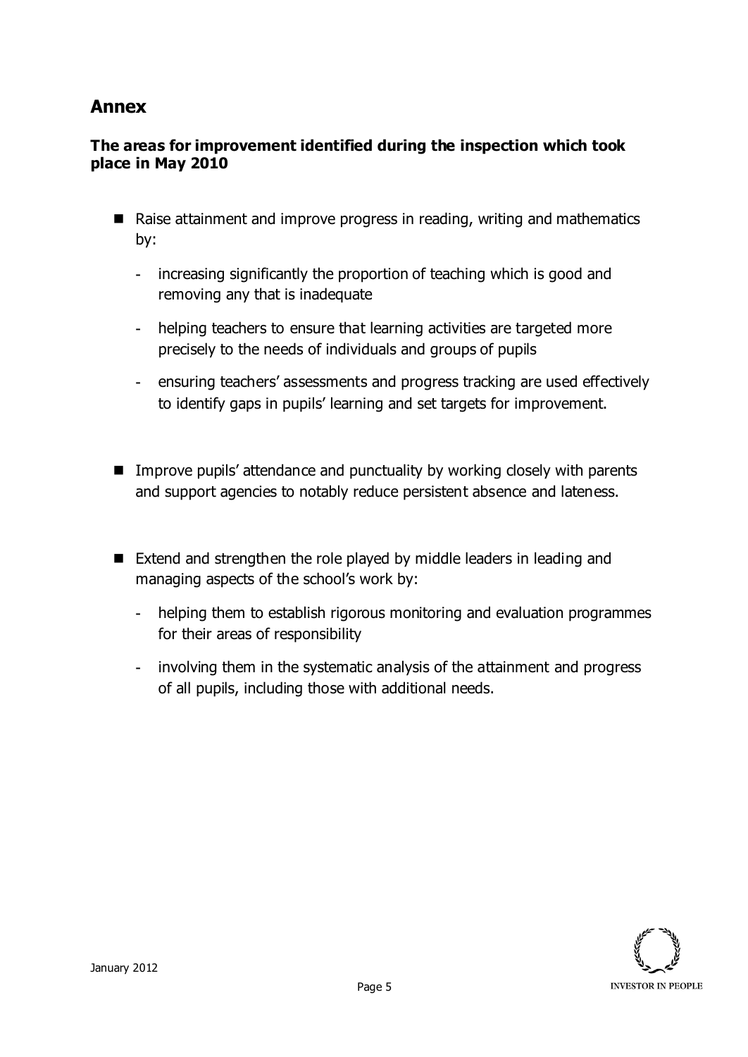## Annex

**The areas for improvement identified during the inspection which took place in May 2010**

- Raise attainment and improve progress in reading, writing and mathematics by:
  - increasing significantly the proportion of teaching which is good and removing any that is inadequate
  - helping teachers to ensure that learning activities are targeted more precisely to the needs of individuals and groups of pupils
  - ensuring teachers' assessments and progress tracking are used effectively to identify gaps in pupils' learning and set targets for improvement.

- Improve pupils' attendance and punctuality by working closely with parents and support agencies to notably reduce persistent absence and lateness.

- Extend and strengthen the role played by middle leaders in leading and managing aspects of the school's work by:
  - helping them to establish rigorous monitoring and evaluation programmes for their areas of responsibility
  - involving them in the systematic analysis of the attainment and progress of all pupils, including those with additional needs.